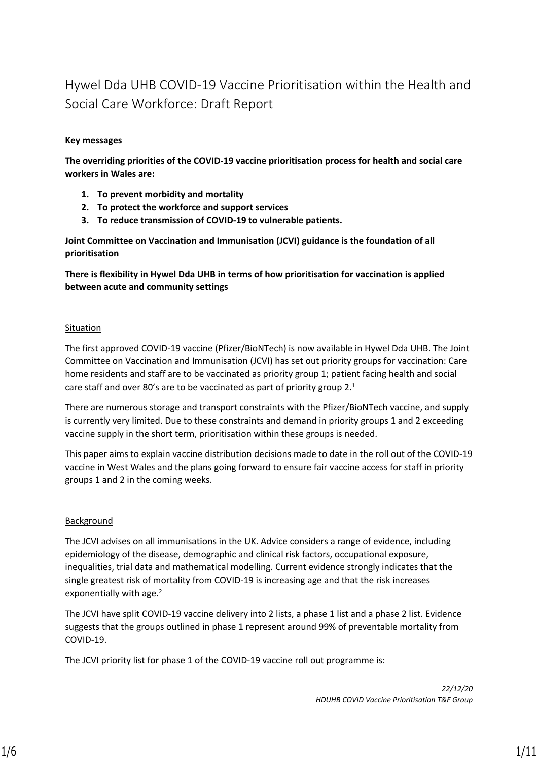# Hywel Dda UHB COVID-19 Vaccine Prioritisation within the Health and Social Care Workforce: Draft Report

**Key messages**

**The overriding priorities of the COVID-19 vaccine prioritisation process for health and social care workers in Wales are:**

1. **To prevent morbidity and mortality**
2. **To protect the workforce and support services**
3. **To reduce transmission of COVID-19 to vulnerable patients.**

**Joint Committee on Vaccination and Immunisation (JCVI) guidance is the foundation of all prioritisation**

**There is flexibility in Hywel Dda UHB in terms of how prioritisation for vaccination is applied between acute and community settings**

## Situation

The first approved COVID-19 vaccine (Pfizer/BioNTech) is now available in Hywel Dda UHB. The Joint Committee on Vaccination and Immunisation (JCVI) has set out priority groups for vaccination: Care home residents and staff are to be vaccinated as priority group 1; patient facing health and social care staff and over 80's are to be vaccinated as part of priority group 2.[1]

There are numerous storage and transport constraints with the Pfizer/BioNTech vaccine, and supply is currently very limited. Due to these constraints and demand in priority groups 1 and 2 exceeding vaccine supply in the short term, prioritisation within these groups is needed.

This paper aims to explain vaccine distribution decisions made to date in the roll out of the COVID-19 vaccine in West Wales and the plans going forward to ensure fair vaccine access for staff in priority groups 1 and 2 in the coming weeks.

## Background

The JCVI advises on all immunisations in the UK. Advice considers a range of evidence, including epidemiology of the disease, demographic and clinical risk factors, occupational exposure, inequalities, trial data and mathematical modelling. Current evidence strongly indicates that the single greatest risk of mortality from COVID-19 is increasing age and that the risk increases exponentially with age.[2]

The JCVI have split COVID-19 vaccine delivery into 2 lists, a phase 1 list and a phase 2 list. Evidence suggests that the groups outlined in phase 1 represent around 99% of preventable mortality from COVID-19.

The JCVI priority list for phase 1 of the COVID-19 vaccine roll out programme is:

*22/12/20*
*HDUHB COVID Vaccine Prioritisation T&F Group*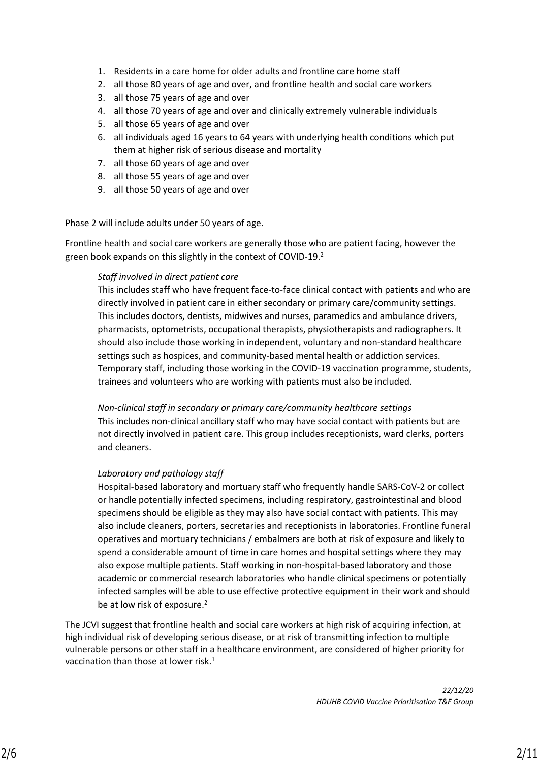1. Residents in a care home for older adults and frontline care home staff
2. all those 80 years of age and over, and frontline health and social care workers
3. all those 75 years of age and over
4. all those 70 years of age and over and clinically extremely vulnerable individuals
5. all those 65 years of age and over
6. all individuals aged 16 years to 64 years with underlying health conditions which put them at higher risk of serious disease and mortality
7. all those 60 years of age and over
8. all those 55 years of age and over
9. all those 50 years of age and over

Phase 2 will include adults under 50 years of age.

Frontline health and social care workers are generally those who are patient facing, however the green book expands on this slightly in the context of COVID-19.[2]

> *Staff involved in direct patient care*
> This includes staff who have frequent face-to-face clinical contact with patients and who are directly involved in patient care in either secondary or primary care/community settings. This includes doctors, dentists, midwives and nurses, paramedics and ambulance drivers, pharmacists, optometrists, occupational therapists, physiotherapists and radiographers. It should also include those working in independent, voluntary and non-standard healthcare settings such as hospices, and community-based mental health or addiction services. Temporary staff, including those working in the COVID-19 vaccination programme, students, trainees and volunteers who are working with patients must also be included.
>
> *Non-clinical staff in secondary or primary care/community healthcare settings*
> This includes non-clinical ancillary staff who may have social contact with patients but are not directly involved in patient care. This group includes receptionists, ward clerks, porters and cleaners.
>
> *Laboratory and pathology staff*
> Hospital-based laboratory and mortuary staff who frequently handle SARS-CoV-2 or collect or handle potentially infected specimens, including respiratory, gastrointestinal and blood specimens should be eligible as they may also have social contact with patients. This may also include cleaners, porters, secretaries and receptionists in laboratories. Frontline funeral operatives and mortuary technicians / embalmers are both at risk of exposure and likely to spend a considerable amount of time in care homes and hospital settings where they may also expose multiple patients. Staff working in non-hospital-based laboratory and those academic or commercial research laboratories who handle clinical specimens or potentially infected samples will be able to use effective protective equipment in their work and should be at low risk of exposure.[2]

The JCVI suggest that frontline health and social care workers at high risk of acquiring infection, at high individual risk of developing serious disease, or at risk of transmitting infection to multiple vulnerable persons or other staff in a healthcare environment, are considered of higher priority for vaccination than those at lower risk.[1]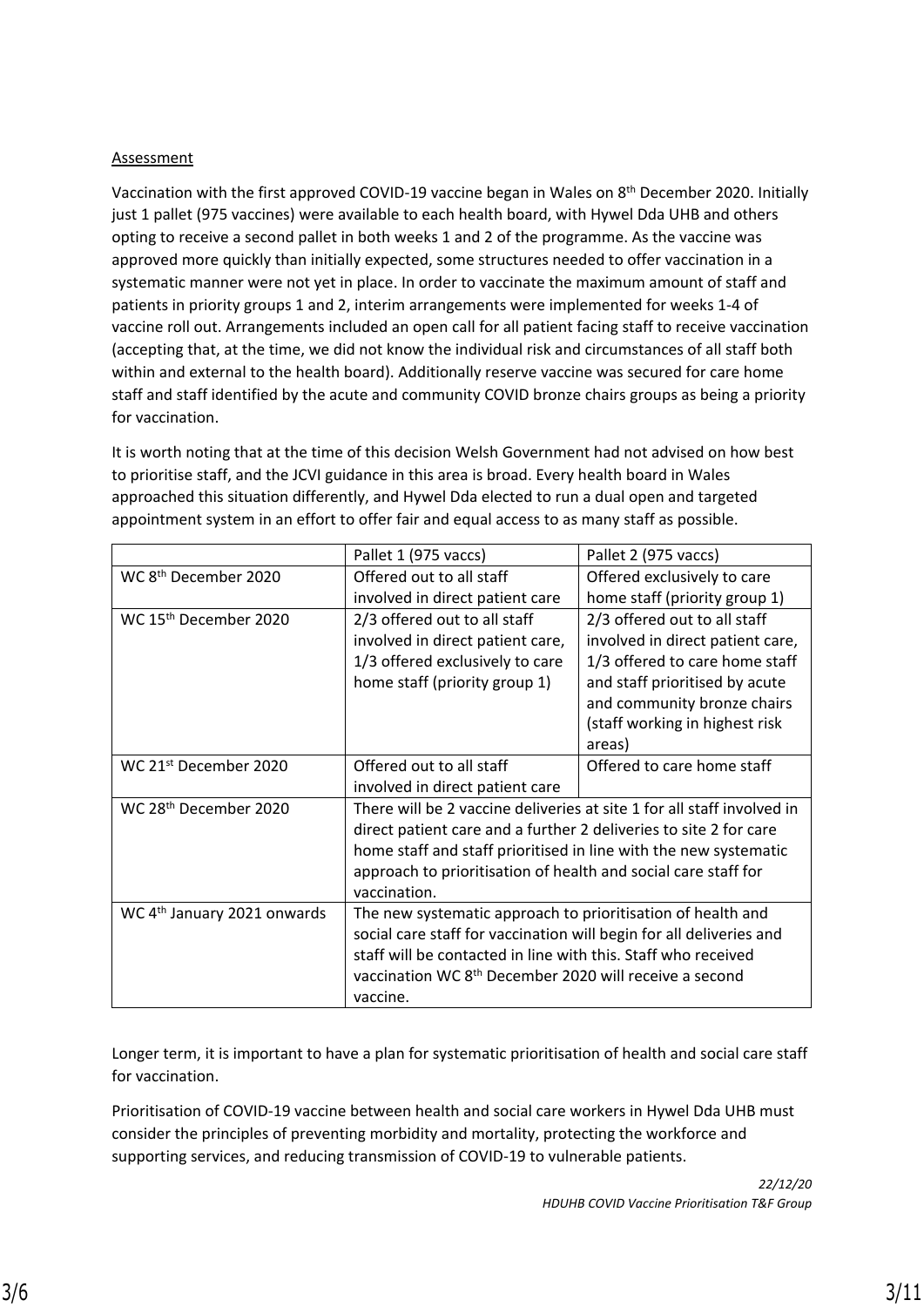Assessment

Vaccination with the first approved COVID-19 vaccine began in Wales on 8th December 2020. Initially just 1 pallet (975 vaccines) were available to each health board, with Hywel Dda UHB and others opting to receive a second pallet in both weeks 1 and 2 of the programme. As the vaccine was approved more quickly than initially expected, some structures needed to offer vaccination in a systematic manner were not yet in place. In order to vaccinate the maximum amount of staff and patients in priority groups 1 and 2, interim arrangements were implemented for weeks 1-4 of vaccine roll out. Arrangements included an open call for all patient facing staff to receive vaccination (accepting that, at the time, we did not know the individual risk and circumstances of all staff both within and external to the health board). Additionally reserve vaccine was secured for care home staff and staff identified by the acute and community COVID bronze chairs groups as being a priority for vaccination.

It is worth noting that at the time of this decision Welsh Government had not advised on how best to prioritise staff, and the JCVI guidance in this area is broad. Every health board in Wales approached this situation differently, and Hywel Dda elected to run a dual open and targeted appointment system in an effort to offer fair and equal access to as many staff as possible.

| | Pallet 1 (975 vaccs) | Pallet 2 (975 vaccs) |
|---|---|---|
| WC 8th December 2020 | Offered out to all staff involved in direct patient care | Offered exclusively to care home staff (priority group 1) |
| WC 15th December 2020 | 2/3 offered out to all staff involved in direct patient care, 1/3 offered exclusively to care home staff (priority group 1) | 2/3 offered out to all staff involved in direct patient care, 1/3 offered to care home staff and staff prioritised by acute and community bronze chairs (staff working in highest risk areas) |
| WC 21st December 2020 | Offered out to all staff involved in direct patient care | Offered to care home staff |
| WC 28th December 2020 | There will be 2 vaccine deliveries at site 1 for all staff involved in direct patient care and a further 2 deliveries to site 2 for care home staff and staff prioritised in line with the new systematic approach to prioritisation of health and social care staff for vaccination. | |
| WC 4th January 2021 onwards | The new systematic approach to prioritisation of health and social care staff for vaccination will begin for all deliveries and staff will be contacted in line with this. Staff who received vaccination WC 8th December 2020 will receive a second vaccine. | |

Longer term, it is important to have a plan for systematic prioritisation of health and social care staff for vaccination.

Prioritisation of COVID-19 vaccine between health and social care workers in Hywel Dda UHB must consider the principles of preventing morbidity and mortality, protecting the workforce and supporting services, and reducing transmission of COVID-19 to vulnerable patients.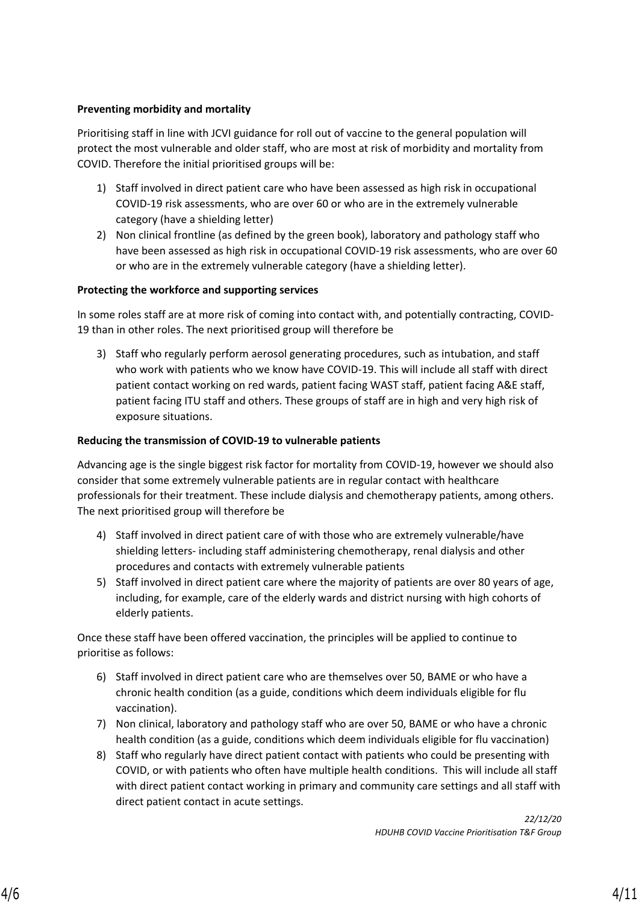**Preventing morbidity and mortality**

Prioritising staff in line with JCVI guidance for roll out of vaccine to the general population will protect the most vulnerable and older staff, who are most at risk of morbidity and mortality from COVID. Therefore the initial prioritised groups will be:

1) Staff involved in direct patient care who have been assessed as high risk in occupational COVID-19 risk assessments, who are over 60 or who are in the extremely vulnerable category (have a shielding letter)
2) Non clinical frontline (as defined by the green book), laboratory and pathology staff who have been assessed as high risk in occupational COVID-19 risk assessments, who are over 60 or who are in the extremely vulnerable category (have a shielding letter).

**Protecting the workforce and supporting services**

In some roles staff are at more risk of coming into contact with, and potentially contracting, COVID-19 than in other roles. The next prioritised group will therefore be

3) Staff who regularly perform aerosol generating procedures, such as intubation, and staff who work with patients who we know have COVID-19. This will include all staff with direct patient contact working on red wards, patient facing WAST staff, patient facing A&E staff, patient facing ITU staff and others. These groups of staff are in high and very high risk of exposure situations.

**Reducing the transmission of COVID-19 to vulnerable patients**

Advancing age is the single biggest risk factor for mortality from COVID-19, however we should also consider that some extremely vulnerable patients are in regular contact with healthcare professionals for their treatment. These include dialysis and chemotherapy patients, among others. The next prioritised group will therefore be

4) Staff involved in direct patient care of with those who are extremely vulnerable/have shielding letters- including staff administering chemotherapy, renal dialysis and other procedures and contacts with extremely vulnerable patients
5) Staff involved in direct patient care where the majority of patients are over 80 years of age, including, for example, care of the elderly wards and district nursing with high cohorts of elderly patients.

Once these staff have been offered vaccination, the principles will be applied to continue to prioritise as follows:

6) Staff involved in direct patient care who are themselves over 50, BAME or who have a chronic health condition (as a guide, conditions which deem individuals eligible for flu vaccination).
7) Non clinical, laboratory and pathology staff who are over 50, BAME or who have a chronic health condition (as a guide, conditions which deem individuals eligible for flu vaccination)
8) Staff who regularly have direct patient contact with patients who could be presenting with COVID, or with patients who often have multiple health conditions. This will include all staff with direct patient contact working in primary and community care settings and all staff with direct patient contact in acute settings.

*22/12/20*
*HDUHB COVID Vaccine Prioritisation T&F Group*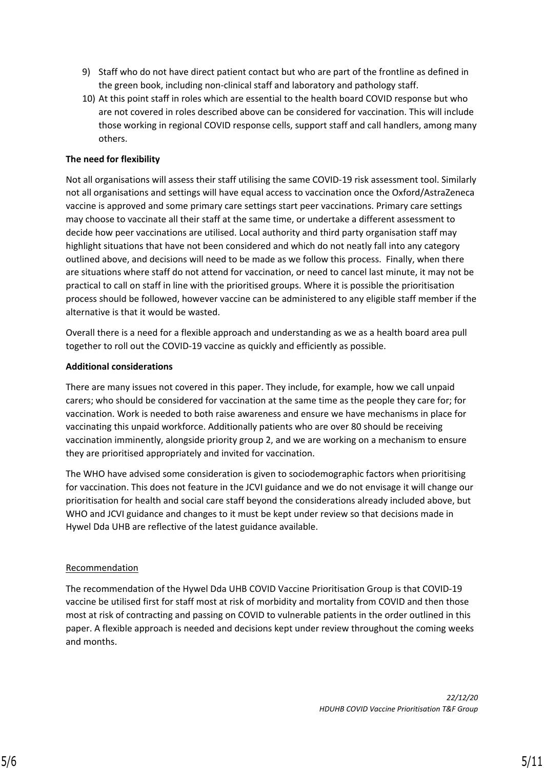9) Staff who do not have direct patient contact but who are part of the frontline as defined in the green book, including non-clinical staff and laboratory and pathology staff.
10) At this point staff in roles which are essential to the health board COVID response but who are not covered in roles described above can be considered for vaccination. This will include those working in regional COVID response cells, support staff and call handlers, among many others.

**The need for flexibility**

Not all organisations will assess their staff utilising the same COVID-19 risk assessment tool. Similarly not all organisations and settings will have equal access to vaccination once the Oxford/AstraZeneca vaccine is approved and some primary care settings start peer vaccinations. Primary care settings may choose to vaccinate all their staff at the same time, or undertake a different assessment to decide how peer vaccinations are utilised. Local authority and third party organisation staff may highlight situations that have not been considered and which do not neatly fall into any category outlined above, and decisions will need to be made as we follow this process. Finally, when there are situations where staff do not attend for vaccination, or need to cancel last minute, it may not be practical to call on staff in line with the prioritised groups. Where it is possible the prioritisation process should be followed, however vaccine can be administered to any eligible staff member if the alternative is that it would be wasted.

Overall there is a need for a flexible approach and understanding as we as a health board area pull together to roll out the COVID-19 vaccine as quickly and efficiently as possible.

**Additional considerations**

There are many issues not covered in this paper. They include, for example, how we call unpaid carers; who should be considered for vaccination at the same time as the people they care for; for vaccination. Work is needed to both raise awareness and ensure we have mechanisms in place for vaccinating this unpaid workforce. Additionally patients who are over 80 should be receiving vaccination imminently, alongside priority group 2, and we are working on a mechanism to ensure they are prioritised appropriately and invited for vaccination.

The WHO have advised some consideration is given to sociodemographic factors when prioritising for vaccination. This does not feature in the JCVI guidance and we do not envisage it will change our prioritisation for health and social care staff beyond the considerations already included above, but WHO and JCVI guidance and changes to it must be kept under review so that decisions made in Hywel Dda UHB are reflective of the latest guidance available.

Recommendation

The recommendation of the Hywel Dda UHB COVID Vaccine Prioritisation Group is that COVID-19 vaccine be utilised first for staff most at risk of morbidity and mortality from COVID and then those most at risk of contracting and passing on COVID to vulnerable patients in the order outlined in this paper. A flexible approach is needed and decisions kept under review throughout the coming weeks and months.

*22/12/20*
*HDUHB COVID Vaccine Prioritisation T&F Group*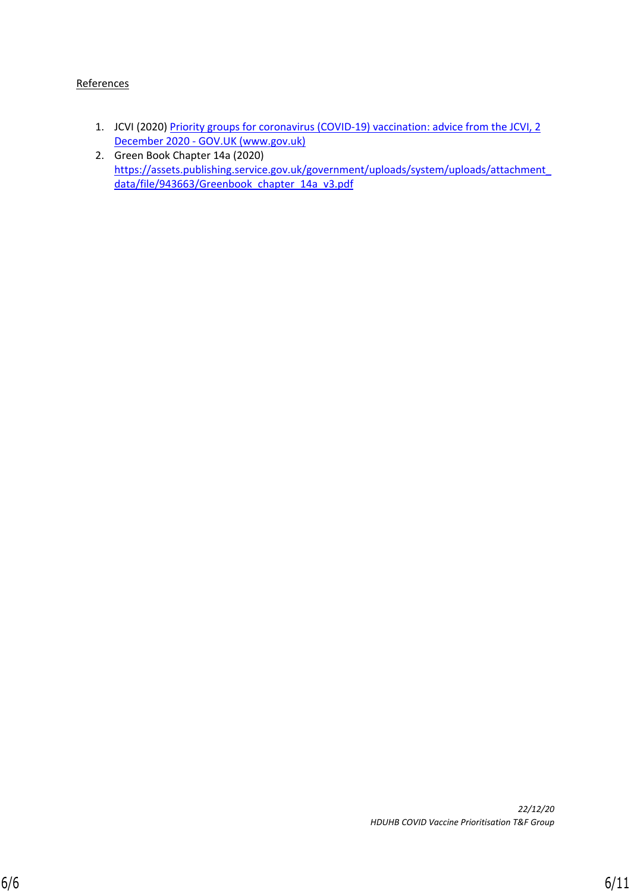References

1. JCVI (2020) [Priority groups for coronavirus (COVID-19) vaccination: advice from the JCVI, 2 December 2020 - GOV.UK (www.gov.uk)]
2. Green Book Chapter 14a (2020) https://assets.publishing.service.gov.uk/government/uploads/system/uploads/attachment_data/file/943663/Greenbook_chapter_14a_v3.pdf

*22/12/20*
*HDUHB COVID Vaccine Prioritisation T&F Group*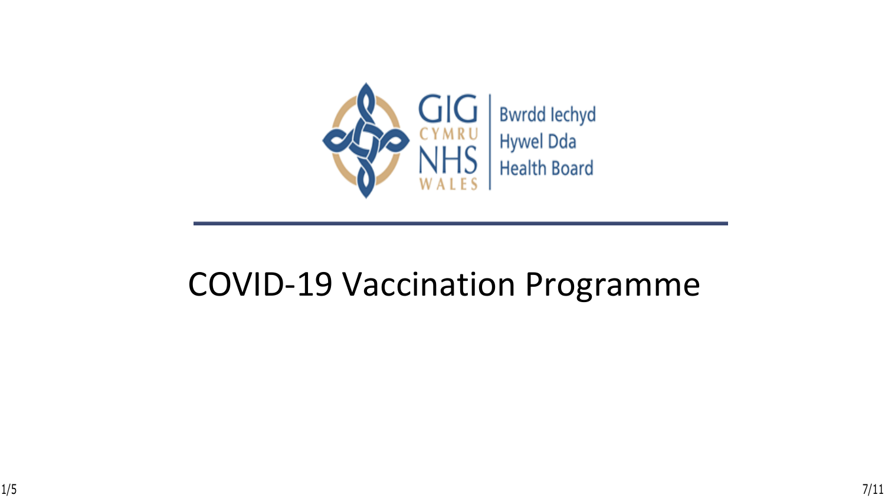GIG CYMRU NHS WALES | Bwrdd Iechyd Hywel Dda Health Board

# COVID-19 Vaccination Programme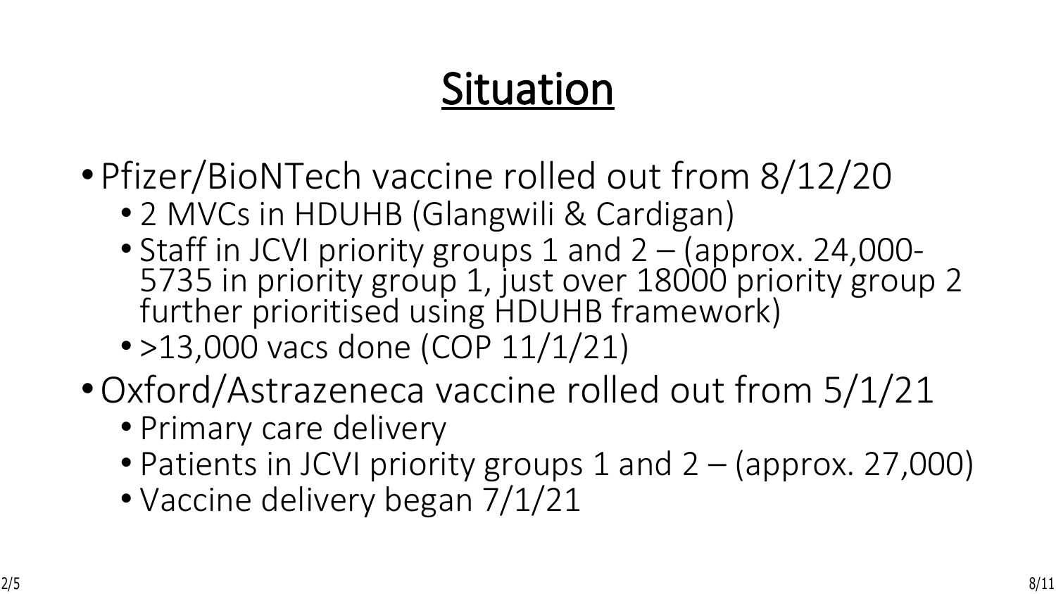# Situation

- Pfizer/BioNTech vaccine rolled out from 8/12/20
  - 2 MVCs in HDUHB (Glangwili & Cardigan)
  - Staff in JCVI priority groups 1 and 2 – (approx. 24,000- 5735 in priority group 1, just over 18000 priority group 2 further prioritised using HDUHB framework)
  - >13,000 vacs done (COP 11/1/21)
- Oxford/Astrazeneca vaccine rolled out from 5/1/21
  - Primary care delivery
  - Patients in JCVI priority groups 1 and 2 – (approx. 27,000)
  - Vaccine delivery began 7/1/21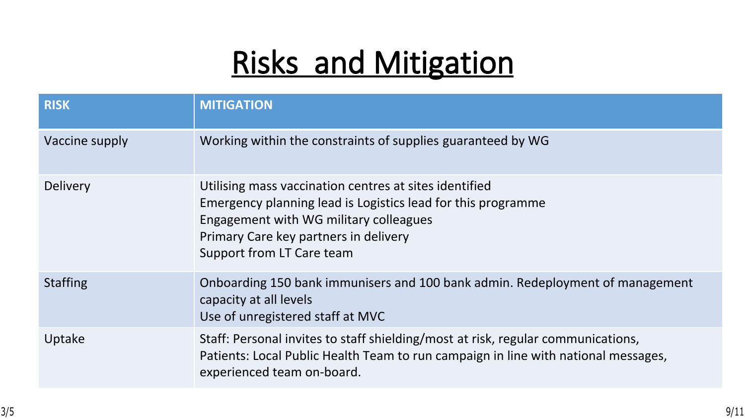# Risks and Mitigation

| RISK | MITIGATION |
| --- | --- |
| Vaccine supply | Working within the constraints of supplies guaranteed by WG |
| Delivery | Utilising mass vaccination centres at sites identified<br>Emergency planning lead is Logistics lead for this programme<br>Engagement with WG military colleagues<br>Primary Care key partners in delivery<br>Support from LT Care team |
| Staffing | Onboarding 150 bank immunisers and 100 bank admin. Redeployment of management capacity at all levels<br>Use of unregistered staff at MVC |
| Uptake | Staff: Personal invites to staff shielding/most at risk, regular communications,<br>Patients: Local Public Health Team to run campaign in line with national messages, experienced team on-board. |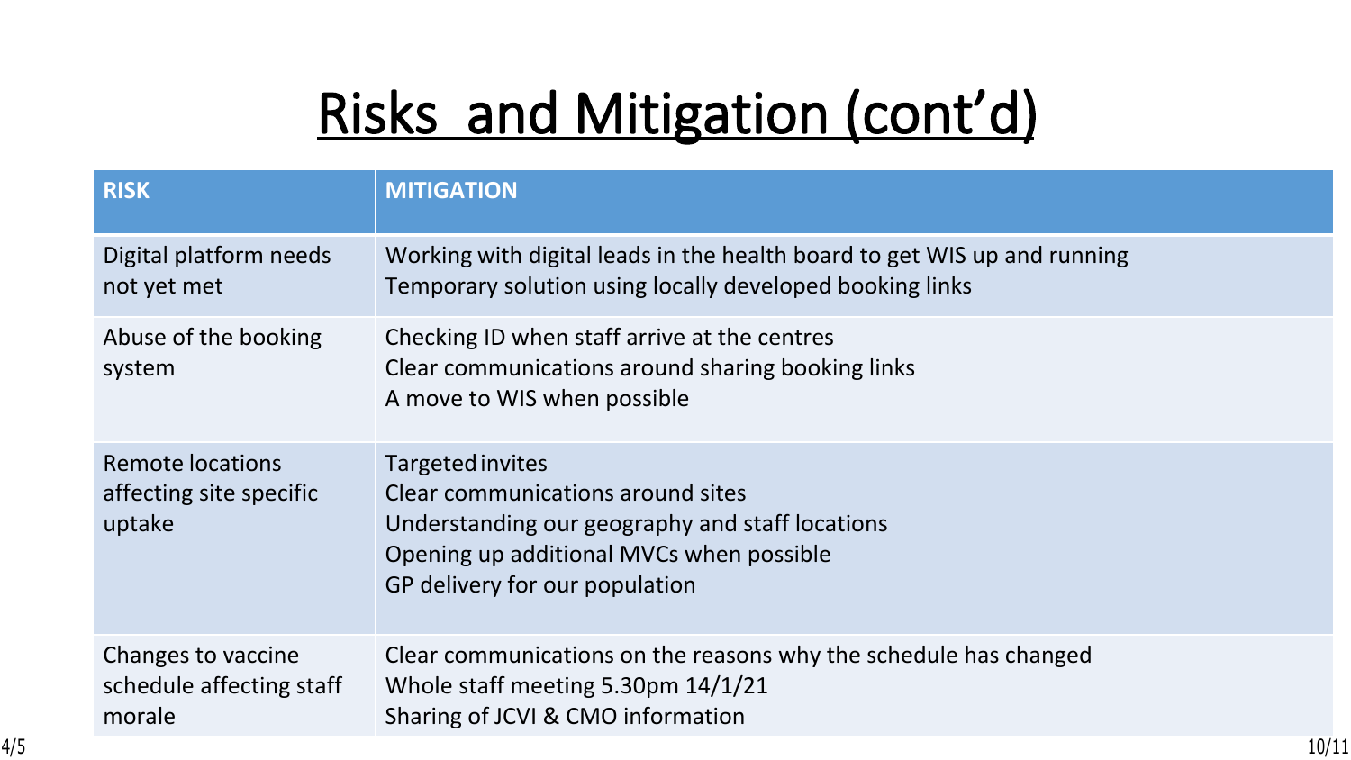# Risks and Mitigation (cont'd)

| RISK | MITIGATION |
| --- | --- |
| Digital platform needs not yet met | Working with digital leads in the health board to get WIS up and running<br>Temporary solution using locally developed booking links |
| Abuse of the booking system | Checking ID when staff arrive at the centres<br>Clear communications around sharing booking links<br>A move to WIS when possible |
| Remote locations affecting site specific uptake | Targeted invites<br>Clear communications around sites<br>Understanding our geography and staff locations<br>Opening up additional MVCs when possible<br>GP delivery for our population |
| Changes to vaccine schedule affecting staff morale | Clear communications on the reasons why the schedule has changed<br>Whole staff meeting 5.30pm 14/1/21<br>Sharing of JCVI & CMO information |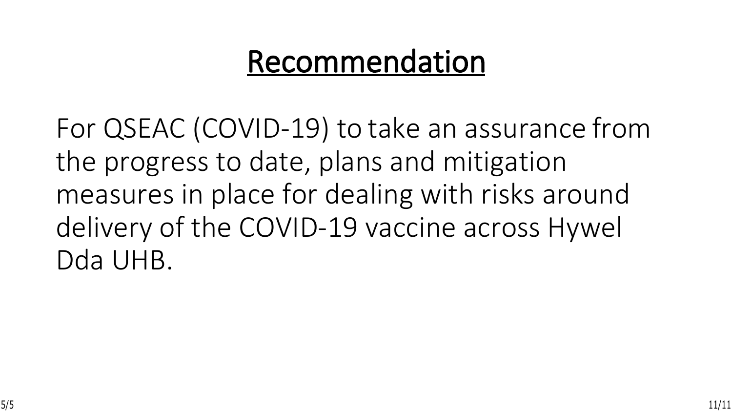# Recommendation

For QSEAC (COVID-19) to take an assurance from the progress to date, plans and mitigation measures in place for dealing with risks around delivery of the COVID-19 vaccine across Hywel Dda UHB.